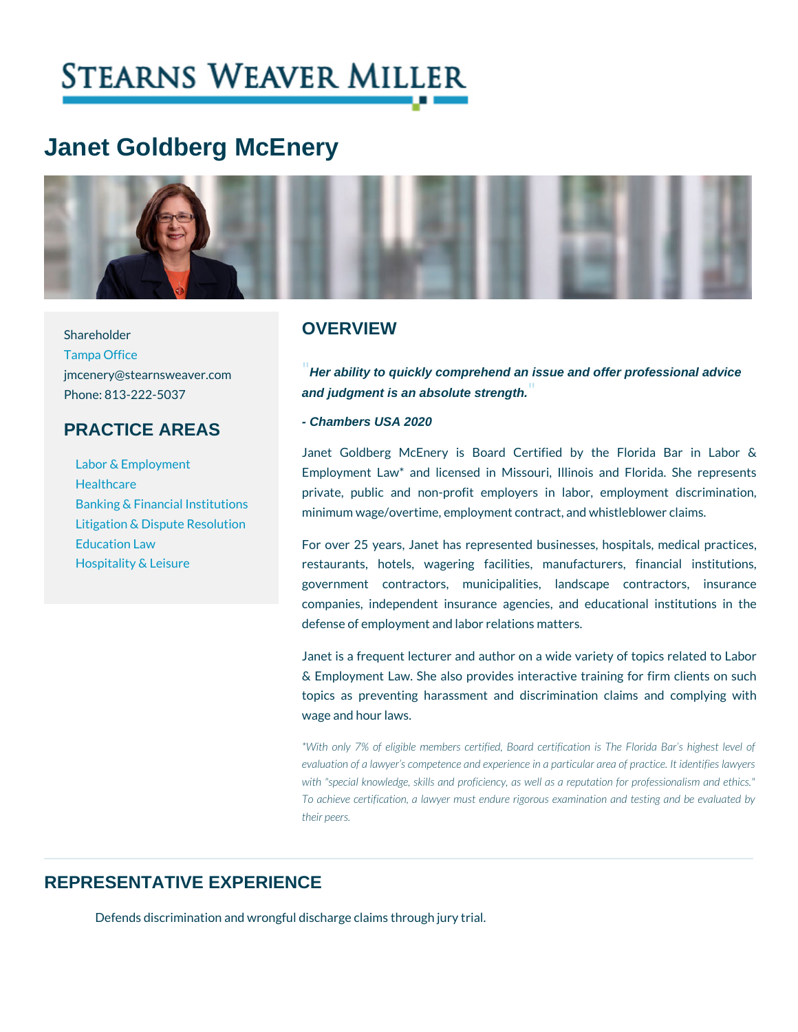STEARNS WEAVER MILLER

# Janet Goldberg McEnery

Shareholder
Tampa Office
jmcenery@stearnsweaver.com
Phone: 813-222-5037

## PRACTICE AREAS

- Labor & Employment
- Healthcare
- Banking & Financial Institutions
- Litigation & Dispute Resolution
- Education Law
- Hospitality & Leisure

## OVERVIEW

*"Her ability to quickly comprehend an issue and offer professional advice and judgment is an absolute strength."*

*- Chambers USA 2020*

Janet Goldberg McEnery is Board Certified by the Florida Bar in Labor & Employment Law* and licensed in Missouri, Illinois and Florida. She represents private, public and non-profit employers in labor, employment discrimination, minimum wage/overtime, employment contract, and whistleblower claims.

For over 25 years, Janet has represented businesses, hospitals, medical practices, restaurants, hotels, wagering facilities, manufacturers, financial institutions, government contractors, municipalities, landscape contractors, insurance companies, independent insurance agencies, and educational institutions in the defense of employment and labor relations matters.

Janet is a frequent lecturer and author on a wide variety of topics related to Labor & Employment Law. She also provides interactive training for firm clients on such topics as preventing harassment and discrimination claims and complying with wage and hour laws.

*\*With only 7% of eligible members certified, Board certification is The Florida Bar's highest level of evaluation of a lawyer's competence and experience in a particular area of practice. It identifies lawyers with "special knowledge, skills and proficiency, as well as a reputation for professionalism and ethics." To achieve certification, a lawyer must endure rigorous examination and testing and be evaluated by their peers.*

## REPRESENTATIVE EXPERIENCE

Defends discrimination and wrongful discharge claims through jury trial.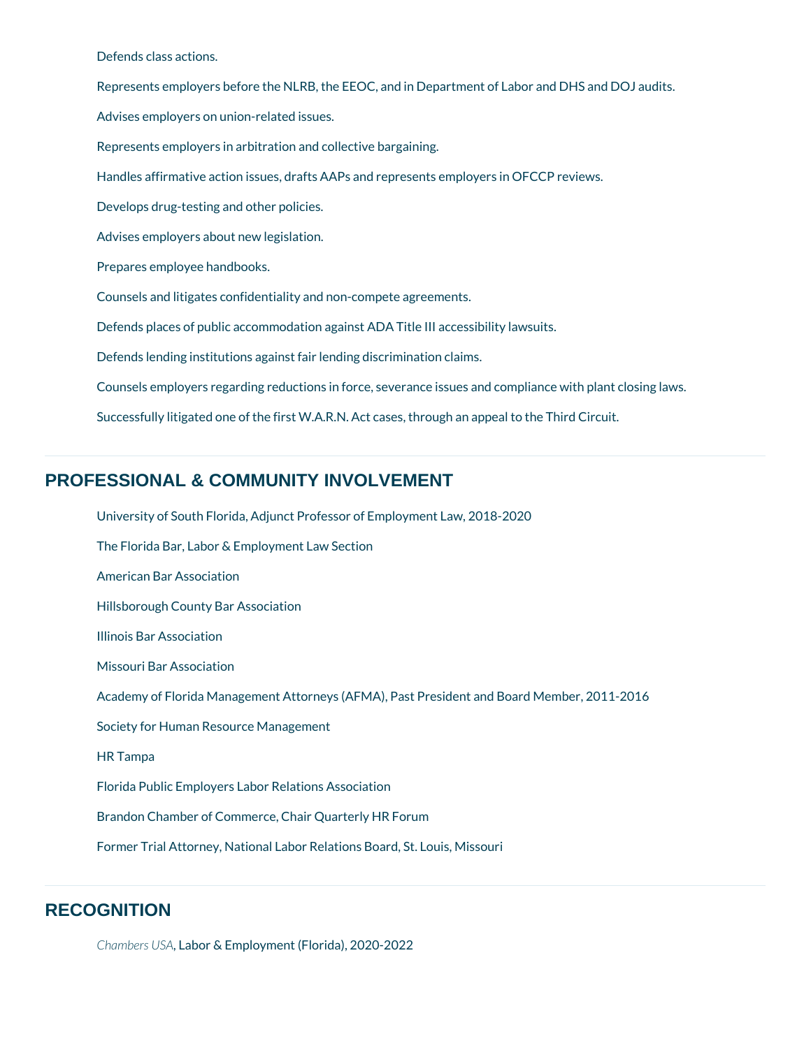- Defends class actions.
- Represents employers before the NLRB, the EEOC, and in Department of Labor and DHS and DOJ audits.
- Advises employers on union-related issues.
- Represents employers in arbitration and collective bargaining.
- Handles affirmative action issues, drafts AAPs and represents employers in OFCCP reviews.
- Develops drug-testing and other policies.
- Advises employers about new legislation.
- Prepares employee handbooks.
- Counsels and litigates confidentiality and non-compete agreements.
- Defends places of public accommodation against ADA Title III accessibility lawsuits.
- Defends lending institutions against fair lending discrimination claims.
- Counsels employers regarding reductions in force, severance issues and compliance with plant closing laws.
- Successfully litigated one of the first W.A.R.N. Act cases, through an appeal to the Third Circuit.

## PROFESSIONAL & COMMUNITY INVOLVEMENT

- University of South Florida, Adjunct Professor of Employment Law, 2018-2020
- The Florida Bar, Labor & Employment Law Section
- American Bar Association
- Hillsborough County Bar Association
- Illinois Bar Association
- Missouri Bar Association
- Academy of Florida Management Attorneys (AFMA), Past President and Board Member, 2011-2016
- Society for Human Resource Management
- HR Tampa
- Florida Public Employers Labor Relations Association
- Brandon Chamber of Commerce, Chair Quarterly HR Forum
- Former Trial Attorney, National Labor Relations Board, St. Louis, Missouri

## RECOGNITION

- *Chambers USA*, Labor & Employment (Florida), 2020-2022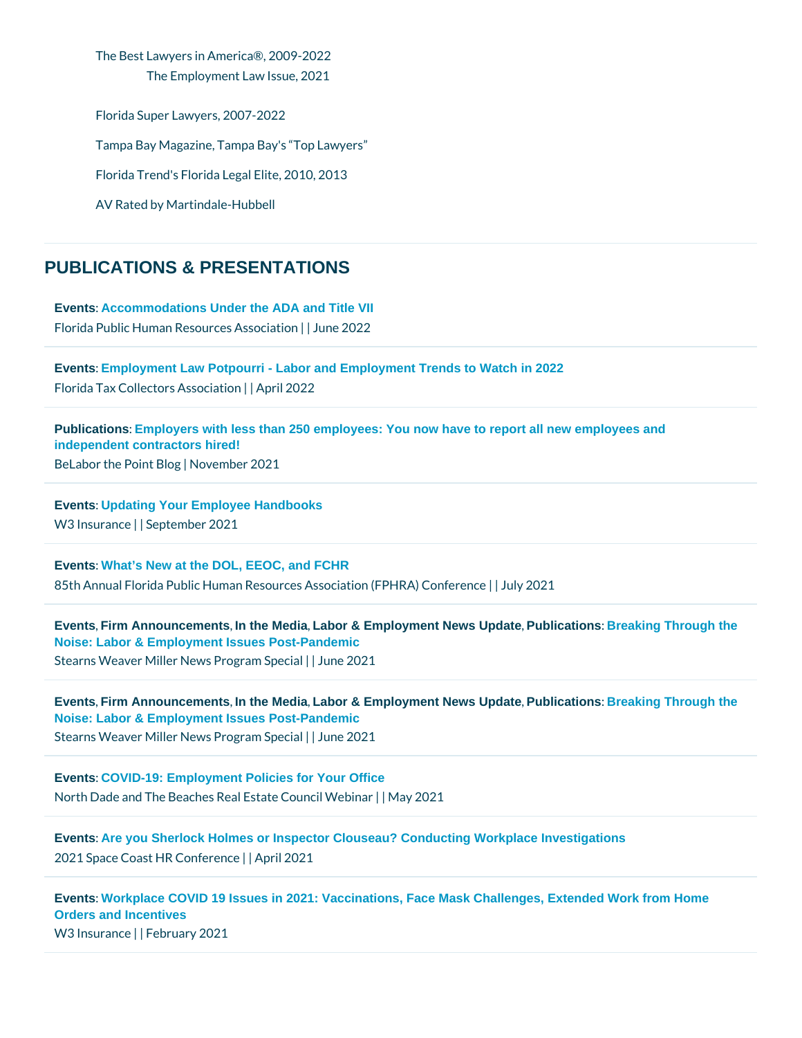The Best Lawyers in America®, 2009-2022

The Employment Law Issue, 2021

Florida Super Lawyers, 2007-2022

Tampa Bay Magazine, Tampa Bay's "Top Lawyers"

Florida Trend's Florida Legal Elite, 2010, 2013

AV Rated by Martindale-Hubbell

## PUBLICATIONS & PRESENTATIONS

**Events**: **Accommodations Under the ADA and Title VII**
Florida Public Human Resources Association | | June 2022

**Events**: **Employment Law Potpourri - Labor and Employment Trends to Watch in 2022**
Florida Tax Collectors Association | | April 2022

**Publications**: **Employers with less than 250 employees: You now have to report all new employees and independent contractors hired!**
BeLabor the Point Blog | November 2021

**Events**: **Updating Your Employee Handbooks**
W3 Insurance | | September 2021

**Events**: **What's New at the DOL, EEOC, and FCHR**
85th Annual Florida Public Human Resources Association (FPHRA) Conference | | July 2021

**Events**, **Firm Announcements**, **In the Media**, **Labor & Employment News Update**, **Publications**: **Breaking Through the Noise: Labor & Employment Issues Post-Pandemic**
Stearns Weaver Miller News Program Special | | June 2021

**Events**, **Firm Announcements**, **In the Media**, **Labor & Employment News Update**, **Publications**: **Breaking Through the Noise: Labor & Employment Issues Post-Pandemic**
Stearns Weaver Miller News Program Special | | June 2021

**Events**: **COVID-19: Employment Policies for Your Office**
North Dade and The Beaches Real Estate Council Webinar | | May 2021

**Events**: **Are you Sherlock Holmes or Inspector Clouseau? Conducting Workplace Investigations**
2021 Space Coast HR Conference | | April 2021

**Events**: **Workplace COVID 19 Issues in 2021: Vaccinations, Face Mask Challenges, Extended Work from Home Orders and Incentives**
W3 Insurance | | February 2021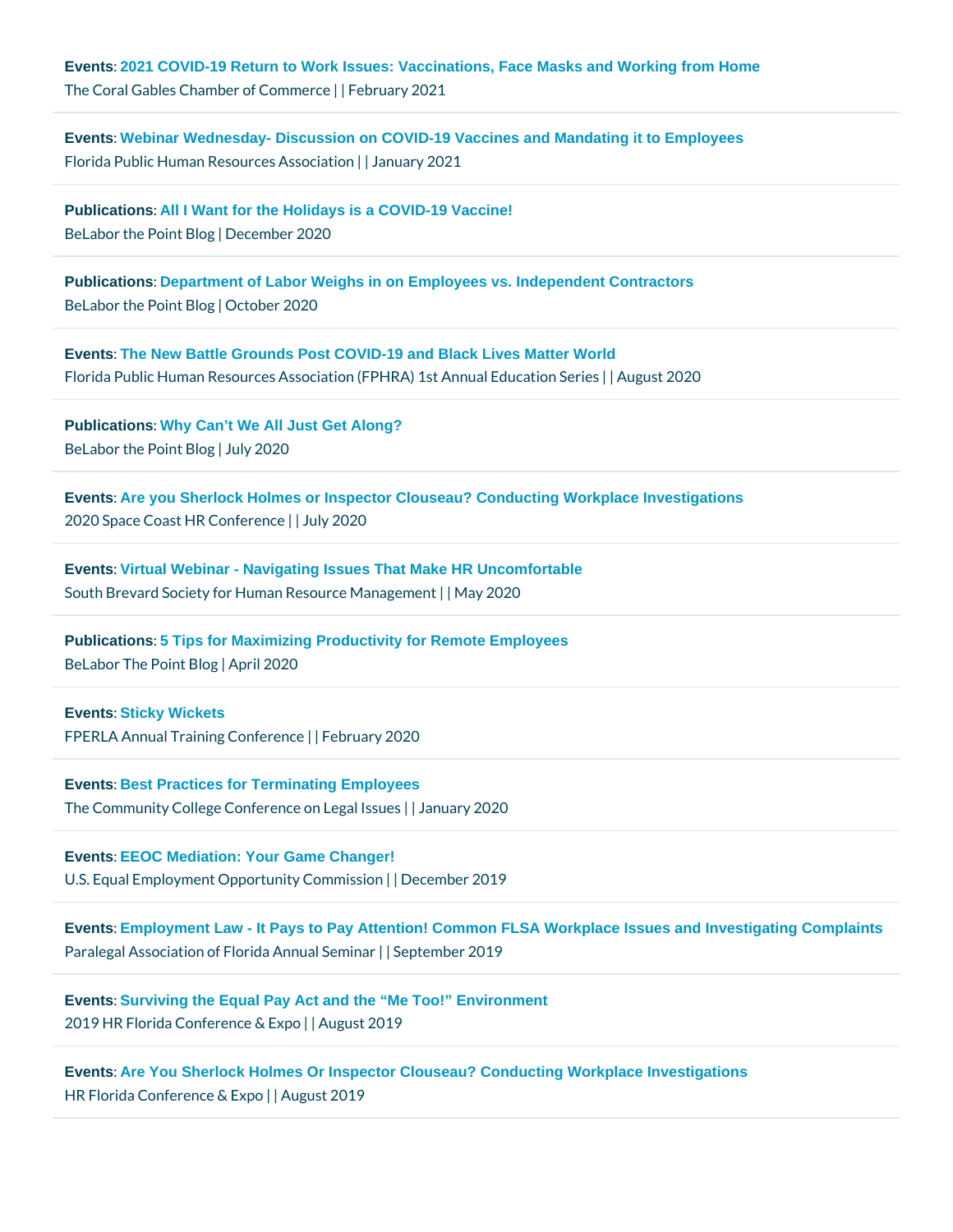**Events**: 2021 COVID-19 Return to Work Issues: Vaccinations, Face Masks and Working from Home
The Coral Gables Chamber of Commerce | | February 2021

---

**Events**: Webinar Wednesday- Discussion on COVID-19 Vaccines and Mandating it to Employees
Florida Public Human Resources Association | | January 2021

---

**Publications**: All I Want for the Holidays is a COVID-19 Vaccine!
BeLabor the Point Blog | December 2020

---

**Publications**: Department of Labor Weighs in on Employees vs. Independent Contractors
BeLabor the Point Blog | October 2020

---

**Events**: The New Battle Grounds Post COVID-19 and Black Lives Matter World
Florida Public Human Resources Association (FPHRA) 1st Annual Education Series | | August 2020

---

**Publications**: Why Can't We All Just Get Along?
BeLabor the Point Blog | July 2020

---

**Events**: Are you Sherlock Holmes or Inspector Clouseau? Conducting Workplace Investigations
2020 Space Coast HR Conference | | July 2020

---

**Events**: Virtual Webinar - Navigating Issues That Make HR Uncomfortable
South Brevard Society for Human Resource Management | | May 2020

---

**Publications**: 5 Tips for Maximizing Productivity for Remote Employees
BeLabor The Point Blog | April 2020

---

**Events**: Sticky Wickets
FPERLA Annual Training Conference | | February 2020

---

**Events**: Best Practices for Terminating Employees
The Community College Conference on Legal Issues | | January 2020

---

**Events**: EEOC Mediation: Your Game Changer!
U.S. Equal Employment Opportunity Commission | | December 2019

---

**Events**: Employment Law - It Pays to Pay Attention! Common FLSA Workplace Issues and Investigating Complaints
Paralegal Association of Florida Annual Seminar | | September 2019

---

**Events**: Surviving the Equal Pay Act and the "Me Too!" Environment
2019 HR Florida Conference & Expo | | August 2019

---

**Events**: Are You Sherlock Holmes Or Inspector Clouseau? Conducting Workplace Investigations
HR Florida Conference & Expo | | August 2019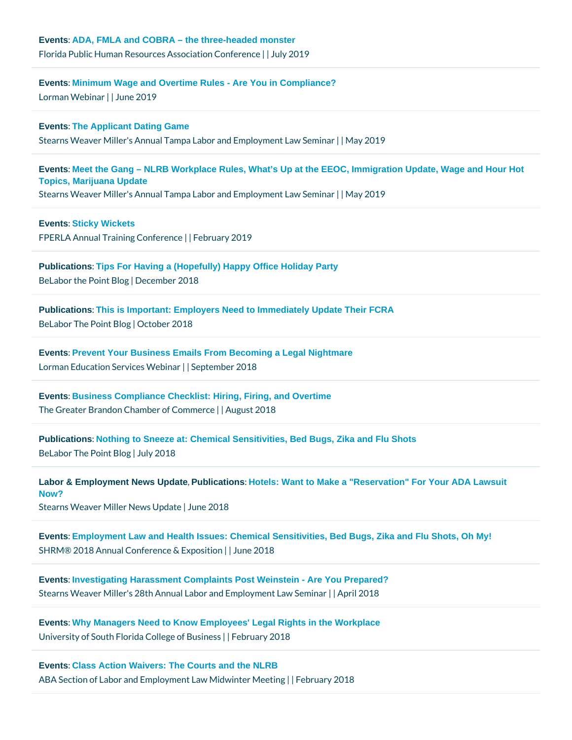**Events**: ADA, FMLA and COBRA – the three-headed monster
Florida Public Human Resources Association Conference | | July 2019

---

**Events**: Minimum Wage and Overtime Rules - Are You in Compliance?
Lorman Webinar | | June 2019

---

**Events**: The Applicant Dating Game
Stearns Weaver Miller's Annual Tampa Labor and Employment Law Seminar | | May 2019

---

**Events**: Meet the Gang – NLRB Workplace Rules, What's Up at the EEOC, Immigration Update, Wage and Hour Hot Topics, Marijuana Update
Stearns Weaver Miller's Annual Tampa Labor and Employment Law Seminar | | May 2019

---

**Events**: Sticky Wickets
FPERLA Annual Training Conference | | February 2019

---

**Publications**: Tips For Having a (Hopefully) Happy Office Holiday Party
BeLabor the Point Blog | December 2018

---

**Publications**: This is Important: Employers Need to Immediately Update Their FCRA
BeLabor The Point Blog | October 2018

---

**Events**: Prevent Your Business Emails From Becoming a Legal Nightmare
Lorman Education Services Webinar | | September 2018

---

**Events**: Business Compliance Checklist: Hiring, Firing, and Overtime
The Greater Brandon Chamber of Commerce | | August 2018

---

**Publications**: Nothing to Sneeze at: Chemical Sensitivities, Bed Bugs, Zika and Flu Shots
BeLabor The Point Blog | July 2018

---

**Labor & Employment News Update**, **Publications**: Hotels: Want to Make a "Reservation" For Your ADA Lawsuit Now?
Stearns Weaver Miller News Update | June 2018

---

**Events**: Employment Law and Health Issues: Chemical Sensitivities, Bed Bugs, Zika and Flu Shots, Oh My!
SHRM® 2018 Annual Conference & Exposition | | June 2018

---

**Events**: Investigating Harassment Complaints Post Weinstein - Are You Prepared?
Stearns Weaver Miller's 28th Annual Labor and Employment Law Seminar | | April 2018

---

**Events**: Why Managers Need to Know Employees' Legal Rights in the Workplace
University of South Florida College of Business | | February 2018

---

**Events**: Class Action Waivers: The Courts and the NLRB
ABA Section of Labor and Employment Law Midwinter Meeting | | February 2018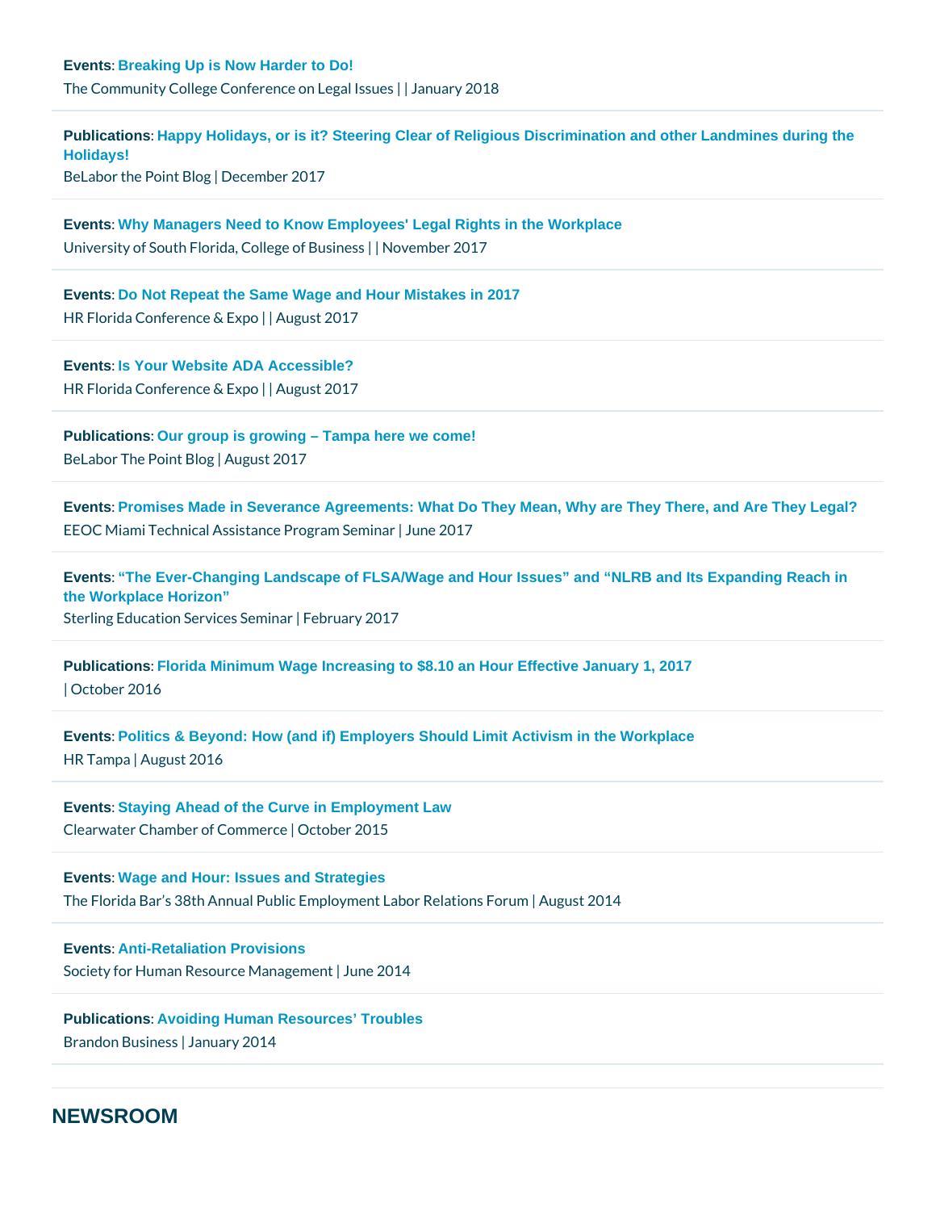**Events**: **Breaking Up is Now Harder to Do!**
The Community College Conference on Legal Issues | | January 2018

---

**Publications**: **Happy Holidays, or is it? Steering Clear of Religious Discrimination and other Landmines during the Holidays!**
BeLabor the Point Blog | December 2017

---

**Events**: **Why Managers Need to Know Employees' Legal Rights in the Workplace**
University of South Florida, College of Business | | November 2017

---

**Events**: **Do Not Repeat the Same Wage and Hour Mistakes in 2017**
HR Florida Conference & Expo | | August 2017

---

**Events**: **Is Your Website ADA Accessible?**
HR Florida Conference & Expo | | August 2017

---

**Publications**: **Our group is growing – Tampa here we come!**
BeLabor The Point Blog | August 2017

---

**Events**: **Promises Made in Severance Agreements: What Do They Mean, Why are They There, and Are They Legal?**
EEOC Miami Technical Assistance Program Seminar | June 2017

---

**Events**: **"The Ever-Changing Landscape of FLSA/Wage and Hour Issues" and "NLRB and Its Expanding Reach in the Workplace Horizon"**
Sterling Education Services Seminar | February 2017

---

**Publications**: **Florida Minimum Wage Increasing to $8.10 an Hour Effective January 1, 2017**
| October 2016

---

**Events**: **Politics & Beyond: How (and if) Employers Should Limit Activism in the Workplace**
HR Tampa | August 2016

---

**Events**: **Staying Ahead of the Curve in Employment Law**
Clearwater Chamber of Commerce | October 2015

---

**Events**: **Wage and Hour: Issues and Strategies**
The Florida Bar's 38th Annual Public Employment Labor Relations Forum | August 2014

---

**Events**: **Anti-Retaliation Provisions**
Society for Human Resource Management | June 2014

---

**Publications**: **Avoiding Human Resources' Troubles**
Brandon Business | January 2014

---

## NEWSROOM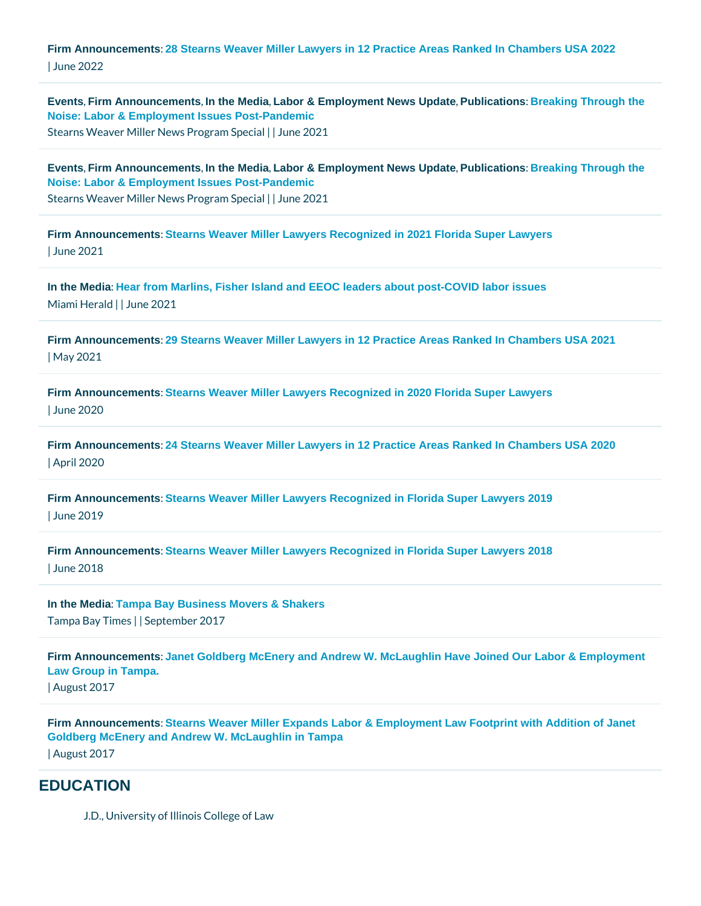**Firm Announcements**: **28 Stearns Weaver Miller Lawyers in 12 Practice Areas Ranked In Chambers USA 2022**
| June 2022

---

**Events**, **Firm Announcements**, **In the Media**, **Labor & Employment News Update**, **Publications**: **Breaking Through the Noise: Labor & Employment Issues Post-Pandemic**
Stearns Weaver Miller News Program Special | | June 2021

---

**Events**, **Firm Announcements**, **In the Media**, **Labor & Employment News Update**, **Publications**: **Breaking Through the Noise: Labor & Employment Issues Post-Pandemic**
Stearns Weaver Miller News Program Special | | June 2021

---

**Firm Announcements**: **Stearns Weaver Miller Lawyers Recognized in 2021 Florida Super Lawyers**
| June 2021

---

**In the Media**: **Hear from Marlins, Fisher Island and EEOC leaders about post-COVID labor issues**
Miami Herald | | June 2021

---

**Firm Announcements**: **29 Stearns Weaver Miller Lawyers in 12 Practice Areas Ranked In Chambers USA 2021**
| May 2021

---

**Firm Announcements**: **Stearns Weaver Miller Lawyers Recognized in 2020 Florida Super Lawyers**
| June 2020

---

**Firm Announcements**: **24 Stearns Weaver Miller Lawyers in 12 Practice Areas Ranked In Chambers USA 2020**
| April 2020

---

**Firm Announcements**: **Stearns Weaver Miller Lawyers Recognized in Florida Super Lawyers 2019**
| June 2019

---

**Firm Announcements**: **Stearns Weaver Miller Lawyers Recognized in Florida Super Lawyers 2018**
| June 2018

---

**In the Media**: **Tampa Bay Business Movers & Shakers**
Tampa Bay Times | | September 2017

---

**Firm Announcements**: **Janet Goldberg McEnery and Andrew W. McLaughlin Have Joined Our Labor & Employment Law Group in Tampa.**
| August 2017

---

**Firm Announcements**: **Stearns Weaver Miller Expands Labor & Employment Law Footprint with Addition of Janet Goldberg McEnery and Andrew W. McLaughlin in Tampa**
| August 2017

---

## EDUCATION

J.D., University of Illinois College of Law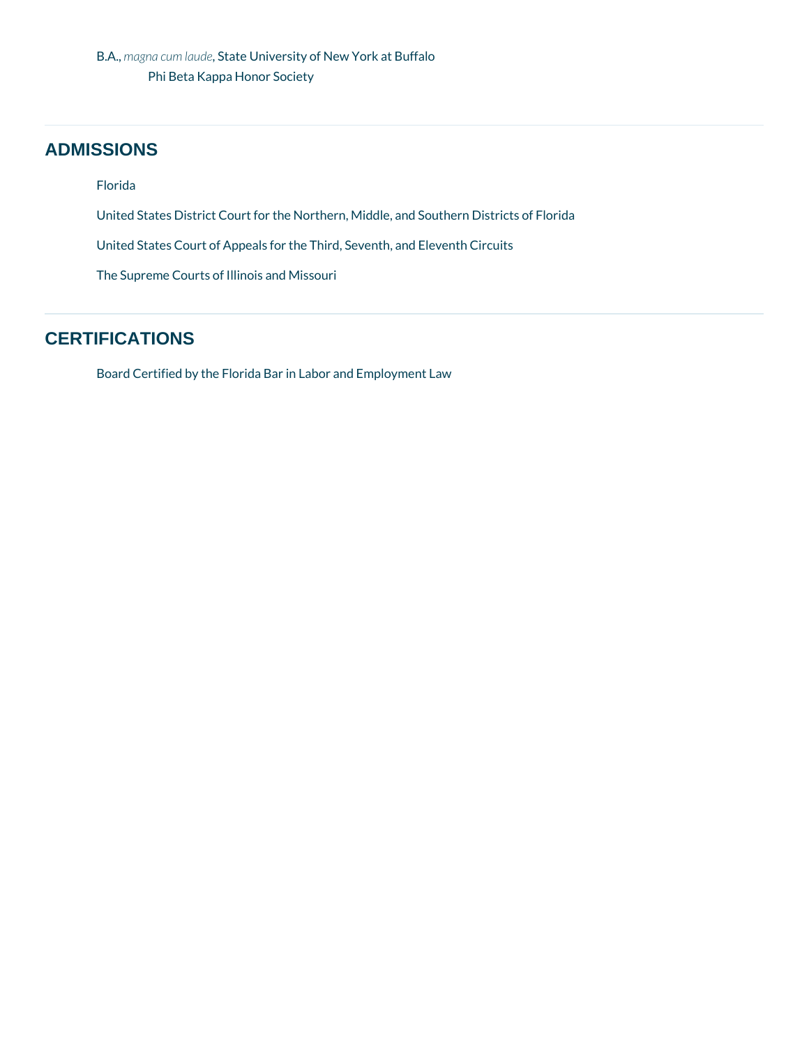B.A., *magna cum laude*, State University of New York at Buffalo

Phi Beta Kappa Honor Society

## ADMISSIONS

Florida

United States District Court for the Northern, Middle, and Southern Districts of Florida

United States Court of Appeals for the Third, Seventh, and Eleventh Circuits

The Supreme Courts of Illinois and Missouri

## CERTIFICATIONS

Board Certified by the Florida Bar in Labor and Employment Law